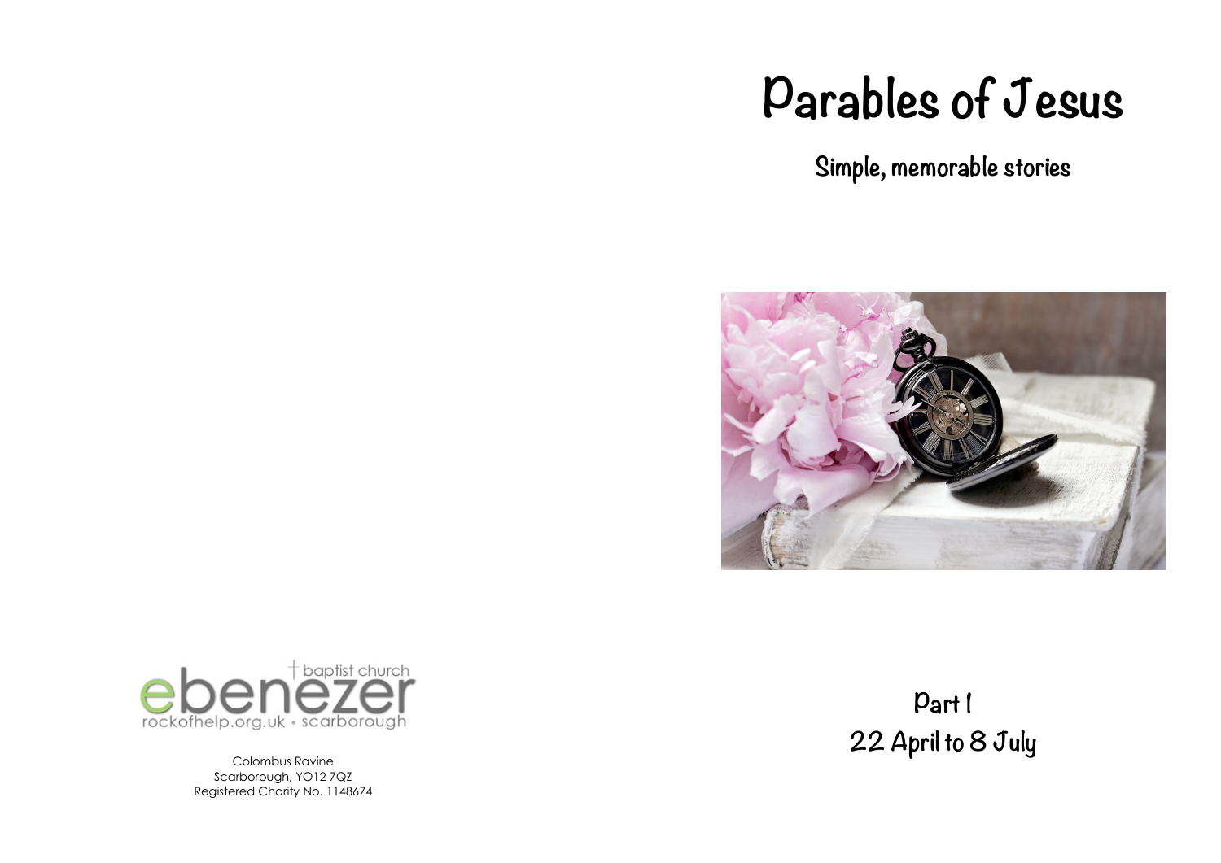# Parables of Jesus

## Simple, memorable stories

ebenezer baptist church
rockofhelp.org.uk • scarborough

Colombus Ravine
Scarborough, YO12 7QZ
Registered Charity No. 1148674

**Part 1**
**22 April to 8 July**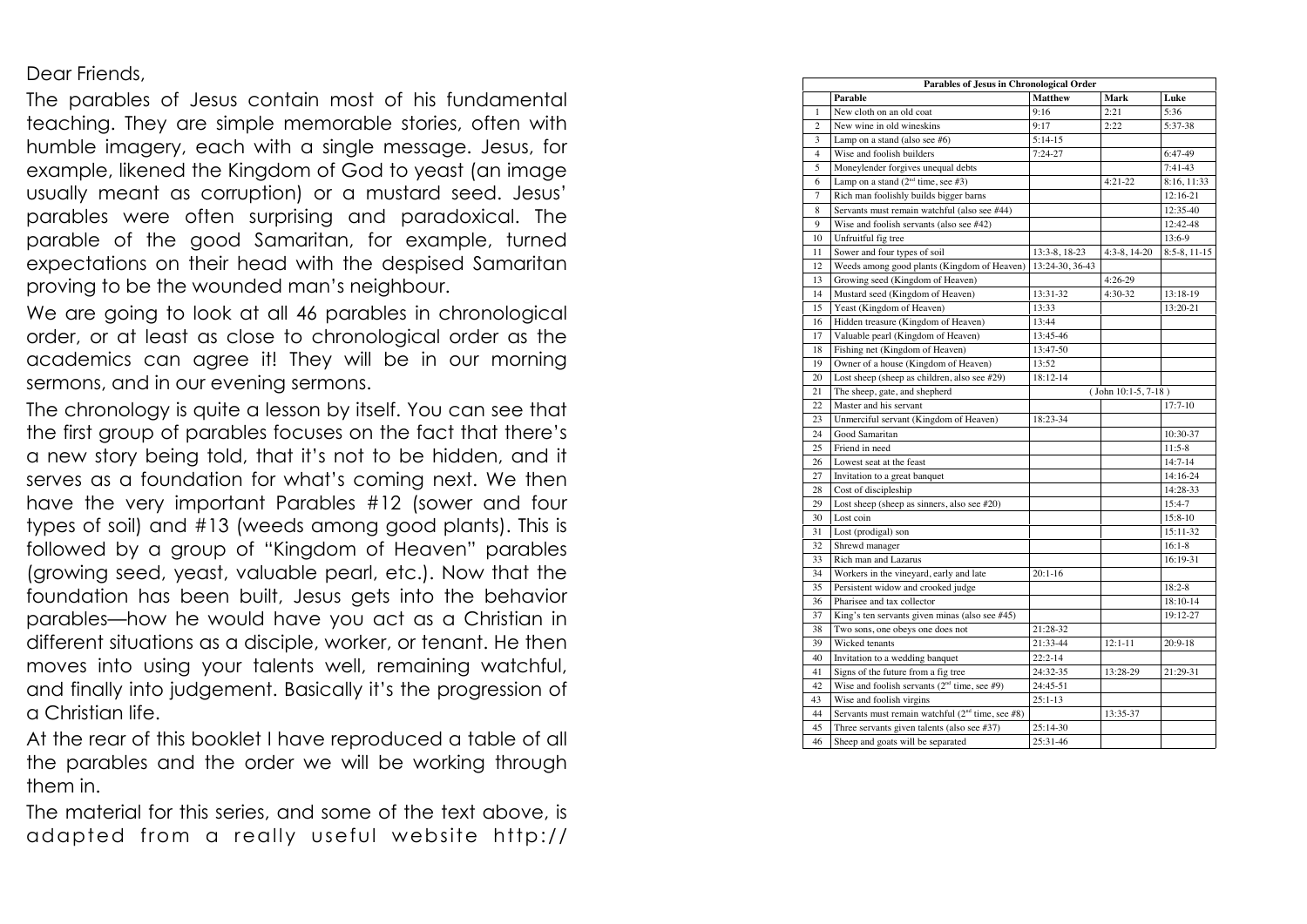Dear Friends,

The parables of Jesus contain most of his fundamental teaching. They are simple memorable stories, often with humble imagery, each with a single message. Jesus, for example, likened the Kingdom of God to yeast (an image usually meant as corruption) or a mustard seed. Jesus' parables were often surprising and paradoxical. The parable of the good Samaritan, for example, turned expectations on their head with the despised Samaritan proving to be the wounded man's neighbour.

We are going to look at all 46 parables in chronological order, or at least as close to chronological order as the academics can agree it! They will be in our morning sermons, and in our evening sermons.

The chronology is quite a lesson by itself. You can see that the first group of parables focuses on the fact that there's a new story being told, that it's not to be hidden, and it serves as a foundation for what's coming next. We then have the very important Parables #12 (sower and four types of soil) and #13 (weeds among good plants). This is followed by a group of "Kingdom of Heaven" parables (growing seed, yeast, valuable pearl, etc.). Now that the foundation has been built, Jesus gets into the behavior parables—how he would have you act as a Christian in different situations as a disciple, worker, or tenant. He then moves into using your talents well, remaining watchful, and finally into judgement. Basically it's the progression of a Christian life.

At the rear of this booklet I have reproduced a table of all the parables and the order we will be working through them in.

The material for this series, and some of the text above, is adapted from a really useful website http://

**Parables of Jesus in Chronological Order**

| | Parable | Matthew | Mark | Luke |
|---|---|---|---|---|
| 1 | New cloth on an old coat | 9:16 | 2:21 | 5:36 |
| 2 | New wine in old wineskins | 9:17 | 2:22 | 5:37-38 |
| 3 | Lamp on a stand (also see #6) | 5:14-15 | | |
| 4 | Wise and foolish builders | 7:24-27 | | 6:47-49 |
| 5 | Moneylender forgives unequal debts | | | 7:41-43 |
| 6 | Lamp on a stand (2nd time, see #3) | | 4:21-22 | 8:16, 11:33 |
| 7 | Rich man foolishly builds bigger barns | | | 12:16-21 |
| 8 | Servants must remain watchful (also see #44) | | | 12:35-40 |
| 9 | Wise and foolish servants (also see #42) | | | 12:42-48 |
| 10 | Unfruitful fig tree | | | 13:6-9 |
| 11 | Sower and four types of soil | 13:3-8, 18-23 | 4:3-8, 14-20 | 8:5-8, 11-15 |
| 12 | Weeds among good plants (Kingdom of Heaven) | 13:24-30, 36-43 | | |
| 13 | Growing seed (Kingdom of Heaven) | | 4:26-29 | |
| 14 | Mustard seed (Kingdom of Heaven) | 13:31-32 | 4:30-32 | 13:18-19 |
| 15 | Yeast (Kingdom of Heaven) | 13:33 | | 13:20-21 |
| 16 | Hidden treasure (Kingdom of Heaven) | 13:44 | | |
| 17 | Valuable pearl (Kingdom of Heaven) | 13:45-46 | | |
| 18 | Fishing net (Kingdom of Heaven) | 13:47-50 | | |
| 19 | Owner of a house (Kingdom of Heaven) | 13:52 | | |
| 20 | Lost sheep (sheep as children, also see #29) | 18:12-14 | | |
| 21 | The sheep, gate, and shepherd | ( John 10:1-5, 7-18 ) | | |
| 22 | Master and his servant | | | 17:7-10 |
| 23 | Unmerciful servant (Kingdom of Heaven) | 18:23-34 | | |
| 24 | Good Samaritan | | | 10:30-37 |
| 25 | Friend in need | | | 11:5-8 |
| 26 | Lowest seat at the feast | | | 14:7-14 |
| 27 | Invitation to a great banquet | | | 14:16-24 |
| 28 | Cost of discipleship | | | 14:28-33 |
| 29 | Lost sheep (sheep as sinners, also see #20) | | | 15:4-7 |
| 30 | Lost coin | | | 15:8-10 |
| 31 | Lost (prodigal) son | | | 15:11-32 |
| 32 | Shrewd manager | | | 16:1-8 |
| 33 | Rich man and Lazarus | | | 16:19-31 |
| 34 | Workers in the vineyard, early and late | 20:1-16 | | |
| 35 | Persistent widow and crooked judge | | | 18:2-8 |
| 36 | Pharisee and tax collector | | | 18:10-14 |
| 37 | King's ten servants given minas (also see #45) | | | 19:12-27 |
| 38 | Two sons, one obeys one does not | 21:28-32 | | |
| 39 | Wicked tenants | 21:33-44 | 12:1-11 | 20:9-18 |
| 40 | Invitation to a wedding banquet | 22:2-14 | | |
| 41 | Signs of the future from a fig tree | 24:32-35 | 13:28-29 | 21:29-31 |
| 42 | Wise and foolish servants (2nd time, see #9) | 24:45-51 | | |
| 43 | Wise and foolish virgins | 25:1-13 | | |
| 44 | Servants must remain watchful (2nd time, see #8) | | 13:35-37 | |
| 45 | Three servants given talents (also see #37) | 25:14-30 | | |
| 46 | Sheep and goats will be separated | 25:31-46 | | |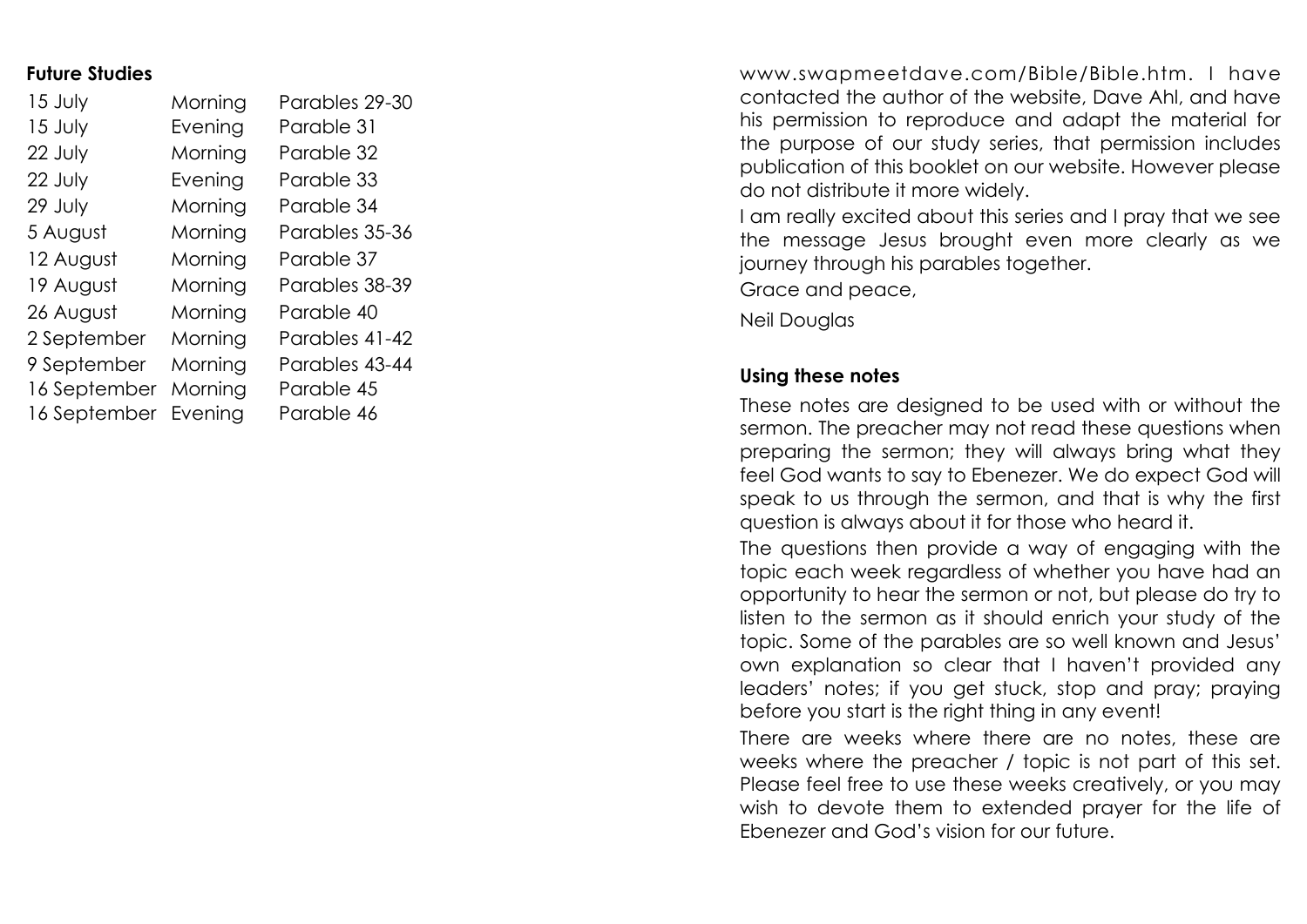**Future Studies**

| | | |
|---|---|---|
| 15 July | Morning | Parables 29-30 |
| 15 July | Evening | Parable 31 |
| 22 July | Morning | Parable 32 |
| 22 July | Evening | Parable 33 |
| 29 July | Morning | Parable 34 |
| 5 August | Morning | Parables 35-36 |
| 12 August | Morning | Parable 37 |
| 19 August | Morning | Parables 38-39 |
| 26 August | Morning | Parable 40 |
| 2 September | Morning | Parables 41-42 |
| 9 September | Morning | Parables 43-44 |
| 16 September | Morning | Parable 45 |
| 16 September | Evening | Parable 46 |

www.swapmeetdave.com/Bible/Bible.htm. I have contacted the author of the website, Dave Ahl, and have his permission to reproduce and adapt the material for the purpose of our study series, that permission includes publication of this booklet on our website. However please do not distribute it more widely.

I am really excited about this series and I pray that we see the message Jesus brought even more clearly as we journey through his parables together.

Grace and peace,

Neil Douglas

**Using these notes**

These notes are designed to be used with or without the sermon. The preacher may not read these questions when preparing the sermon; they will always bring what they feel God wants to say to Ebenezer. We do expect God will speak to us through the sermon, and that is why the first question is always about it for those who heard it.

The questions then provide a way of engaging with the topic each week regardless of whether you have had an opportunity to hear the sermon or not, but please do try to listen to the sermon as it should enrich your study of the topic. Some of the parables are so well known and Jesus' own explanation so clear that I haven't provided any leaders' notes; if you get stuck, stop and pray; praying before you start is the right thing in any event!

There are weeks where there are no notes, these are weeks where the preacher / topic is not part of this set. Please feel free to use these weeks creatively, or you may wish to devote them to extended prayer for the life of Ebenezer and God's vision for our future.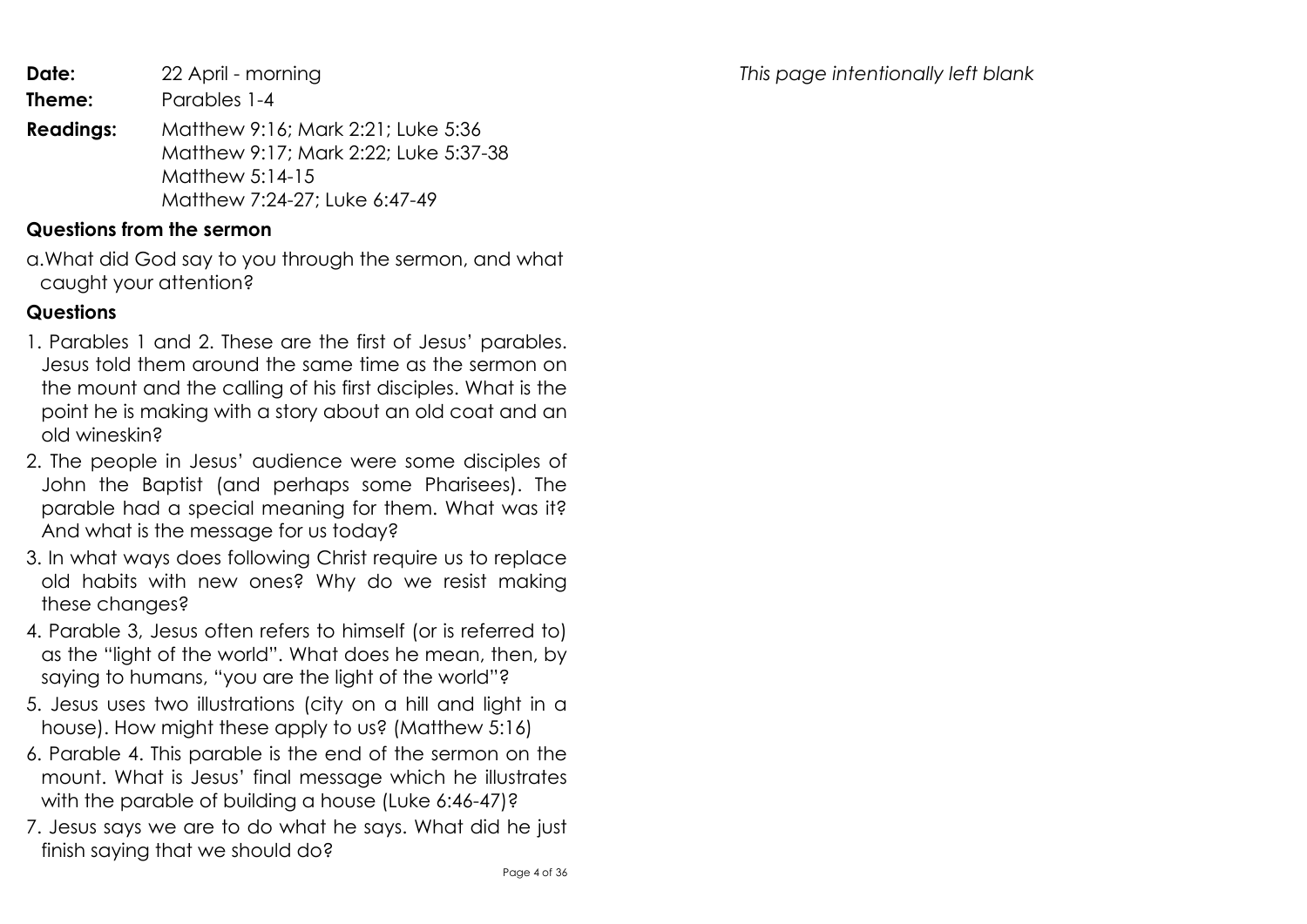**Date:** 22 April - morning

**Theme:** Parables 1-4

**Readings:** Matthew 9:16; Mark 2:21; Luke 5:36
Matthew 9:17; Mark 2:22; Luke 5:37-38
Matthew 5:14-15
Matthew 7:24-27; Luke 6:47-49

### Questions from the sermon

a. What did God say to you through the sermon, and what caught your attention?

### Questions

1. Parables 1 and 2. These are the first of Jesus' parables. Jesus told them around the same time as the sermon on the mount and the calling of his first disciples. What is the point he is making with a story about an old coat and an old wineskin?
2. The people in Jesus' audience were some disciples of John the Baptist (and perhaps some Pharisees). The parable had a special meaning for them. What was it? And what is the message for us today?
3. In what ways does following Christ require us to replace old habits with new ones? Why do we resist making these changes?
4. Parable 3, Jesus often refers to himself (or is referred to) as the "light of the world". What does he mean, then, by saying to humans, "you are the light of the world"?
5. Jesus uses two illustrations (city on a hill and light in a house). How might these apply to us? (Matthew 5:16)
6. Parable 4. This parable is the end of the sermon on the mount. What is Jesus' final message which he illustrates with the parable of building a house (Luke 6:46-47)?
7. Jesus says we are to do what he says. What did he just finish saying that we should do?

*This page intentionally left blank*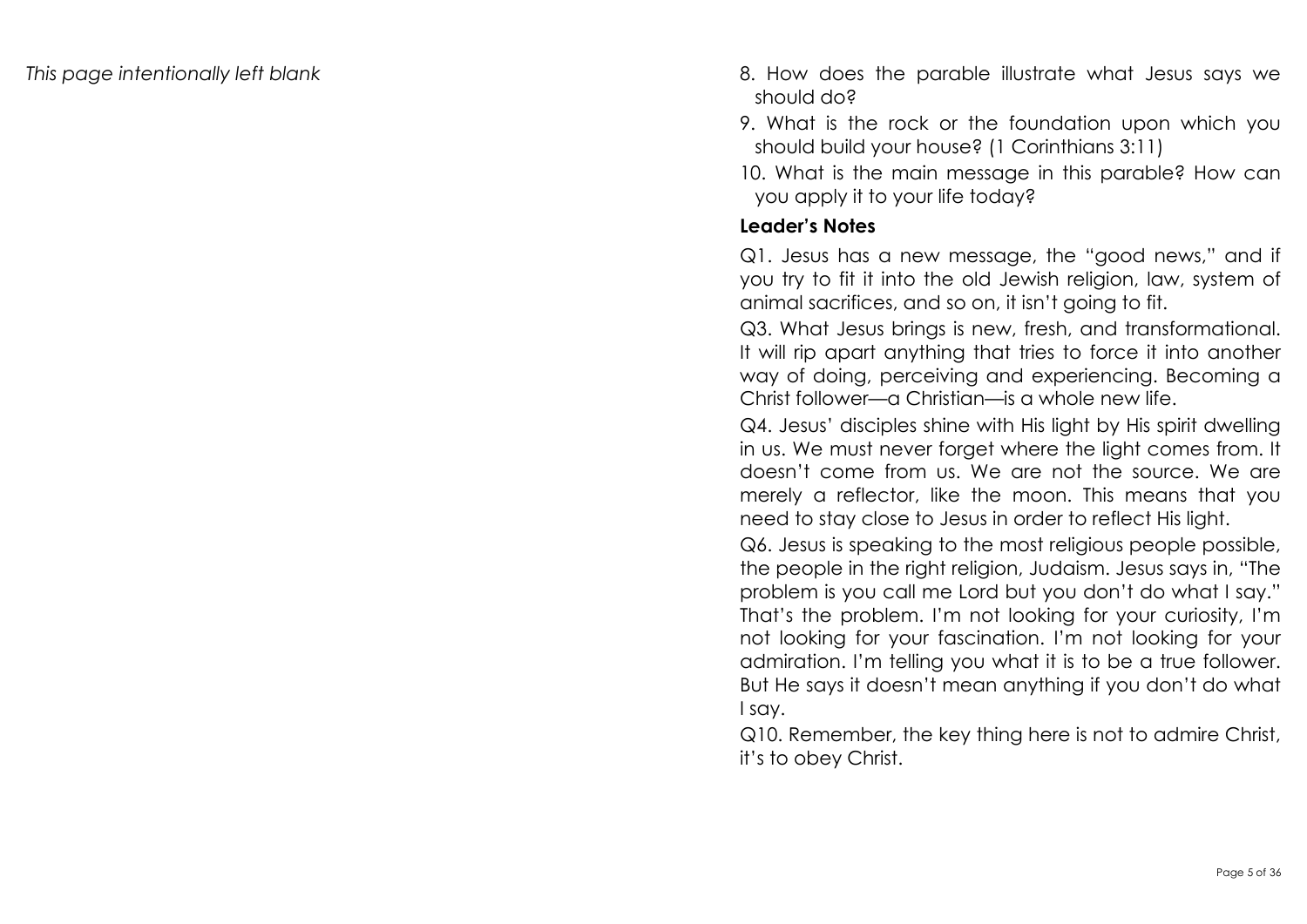*This page intentionally left blank*

8. How does the parable illustrate what Jesus says we should do?
9. What is the rock or the foundation upon which you should build your house? (1 Corinthians 3:11)
10. What is the main message in this parable? How can you apply it to your life today?

**Leader's Notes**

Q1. Jesus has a new message, the "good news," and if you try to fit it into the old Jewish religion, law, system of animal sacrifices, and so on, it isn't going to fit.

Q3. What Jesus brings is new, fresh, and transformational. It will rip apart anything that tries to force it into another way of doing, perceiving and experiencing. Becoming a Christ follower—a Christian—is a whole new life.

Q4. Jesus' disciples shine with His light by His spirit dwelling in us. We must never forget where the light comes from. It doesn't come from us. We are not the source. We are merely a reflector, like the moon. This means that you need to stay close to Jesus in order to reflect His light.

Q6. Jesus is speaking to the most religious people possible, the people in the right religion, Judaism. Jesus says in, "The problem is you call me Lord but you don't do what I say." That's the problem. I'm not looking for your curiosity, I'm not looking for your fascination. I'm not looking for your admiration. I'm telling you what it is to be a true follower. But He says it doesn't mean anything if you don't do what I say.

Q10. Remember, the key thing here is not to admire Christ, it's to obey Christ.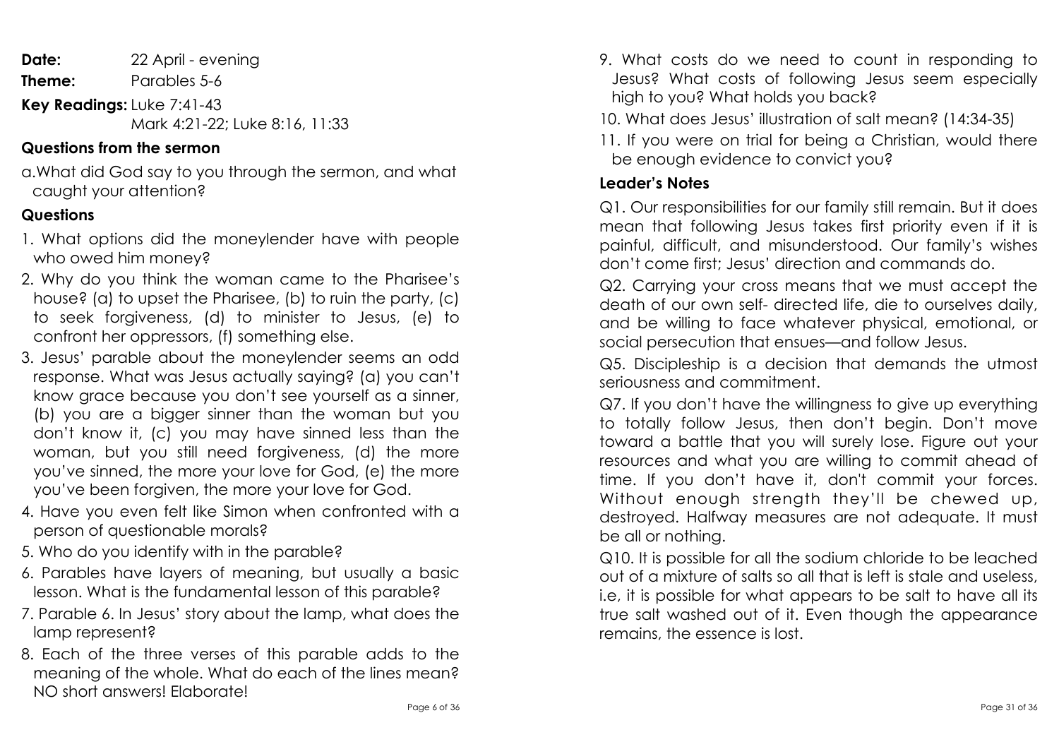**Date:** 22 April - evening

**Theme:** Parables 5-6

**Key Readings:** Luke 7:41-43
Mark 4:21-22; Luke 8:16, 11:33

## Questions from the sermon

a. What did God say to you through the sermon, and what caught your attention?

## Questions

1. What options did the moneylender have with people who owed him money?
2. Why do you think the woman came to the Pharisee's house? (a) to upset the Pharisee, (b) to ruin the party, (c) to seek forgiveness, (d) to minister to Jesus, (e) to confront her oppressors, (f) something else.
3. Jesus' parable about the moneylender seems an odd response. What was Jesus actually saying? (a) you can't know grace because you don't see yourself as a sinner, (b) you are a bigger sinner than the woman but you don't know it, (c) you may have sinned less than the woman, but you still need forgiveness, (d) the more you've sinned, the more your love for God, (e) the more you've been forgiven, the more your love for God.
4. Have you even felt like Simon when confronted with a person of questionable morals?
5. Who do you identify with in the parable?
6. Parables have layers of meaning, but usually a basic lesson. What is the fundamental lesson of this parable?
7. Parable 6. In Jesus' story about the lamp, what does the lamp represent?
8. Each of the three verses of this parable adds to the meaning of the whole. What do each of the lines mean? NO short answers! Elaborate!
9. What costs do we need to count in responding to Jesus? What costs of following Jesus seem especially high to you? What holds you back?
10. What does Jesus' illustration of salt mean? (14:34-35)
11. If you were on trial for being a Christian, would there be enough evidence to convict you?

## Leader's Notes

Q1. Our responsibilities for our family still remain. But it does mean that following Jesus takes first priority even if it is painful, difficult, and misunderstood. Our family's wishes don't come first; Jesus' direction and commands do.

Q2. Carrying your cross means that we must accept the death of our own self- directed life, die to ourselves daily, and be willing to face whatever physical, emotional, or social persecution that ensues—and follow Jesus.

Q5. Discipleship is a decision that demands the utmost seriousness and commitment.

Q7. If you don't have the willingness to give up everything to totally follow Jesus, then don't begin. Don't move toward a battle that you will surely lose. Figure out your resources and what you are willing to commit ahead of time. If you don't have it, don't commit your forces. Without enough strength they'll be chewed up, destroyed. Halfway measures are not adequate. It must be all or nothing.

Q10. It is possible for all the sodium chloride to be leached out of a mixture of salts so all that is left is stale and useless, i.e, it is possible for what appears to be salt to have all its true salt washed out of it. Even though the appearance remains, the essence is lost.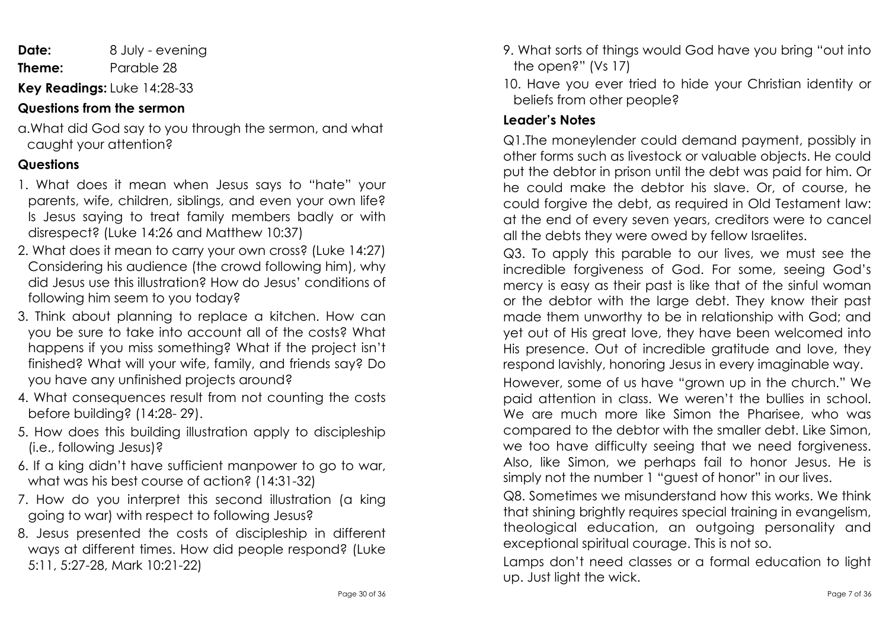**Date:** 8 July - evening

**Theme:** Parable 28

**Key Readings:** Luke 14:28-33

### Questions from the sermon

a. What did God say to you through the sermon, and what caught your attention?

### Questions

1. What does it mean when Jesus says to "hate" your parents, wife, children, siblings, and even your own life? Is Jesus saying to treat family members badly or with disrespect? (Luke 14:26 and Matthew 10:37)
2. What does it mean to carry your own cross? (Luke 14:27) Considering his audience (the crowd following him), why did Jesus use this illustration? How do Jesus' conditions of following him seem to you today?
3. Think about planning to replace a kitchen. How can you be sure to take into account all of the costs? What happens if you miss something? What if the project isn't finished? What will your wife, family, and friends say? Do you have any unfinished projects around?
4. What consequences result from not counting the costs before building? (14:28- 29).
5. How does this building illustration apply to discipleship (i.e., following Jesus)?
6. If a king didn't have sufficient manpower to go to war, what was his best course of action? (14:31-32)
7. How do you interpret this second illustration (a king going to war) with respect to following Jesus?
8. Jesus presented the costs of discipleship in different ways at different times. How did people respond? (Luke 5:11, 5:27-28, Mark 10:21-22)
9. What sorts of things would God have you bring "out into the open?" (Vs 17)
10. Have you ever tried to hide your Christian identity or beliefs from other people?

### Leader's Notes

Q1.The moneylender could demand payment, possibly in other forms such as livestock or valuable objects. He could put the debtor in prison until the debt was paid for him. Or he could make the debtor his slave. Or, of course, he could forgive the debt, as required in Old Testament law: at the end of every seven years, creditors were to cancel all the debts they were owed by fellow Israelites.

Q3. To apply this parable to our lives, we must see the incredible forgiveness of God. For some, seeing God's mercy is easy as their past is like that of the sinful woman or the debtor with the large debt. They know their past made them unworthy to be in relationship with God; and yet out of His great love, they have been welcomed into His presence. Out of incredible gratitude and love, they respond lavishly, honoring Jesus in every imaginable way.

However, some of us have "grown up in the church." We paid attention in class. We weren't the bullies in school. We are much more like Simon the Pharisee, who was compared to the debtor with the smaller debt. Like Simon, we too have difficulty seeing that we need forgiveness. Also, like Simon, we perhaps fail to honor Jesus. He is simply not the number 1 "guest of honor" in our lives.

Q8. Sometimes we misunderstand how this works. We think that shining brightly requires special training in evangelism, theological education, an outgoing personality and exceptional spiritual courage. This is not so.

Lamps don't need classes or a formal education to light up. Just light the wick.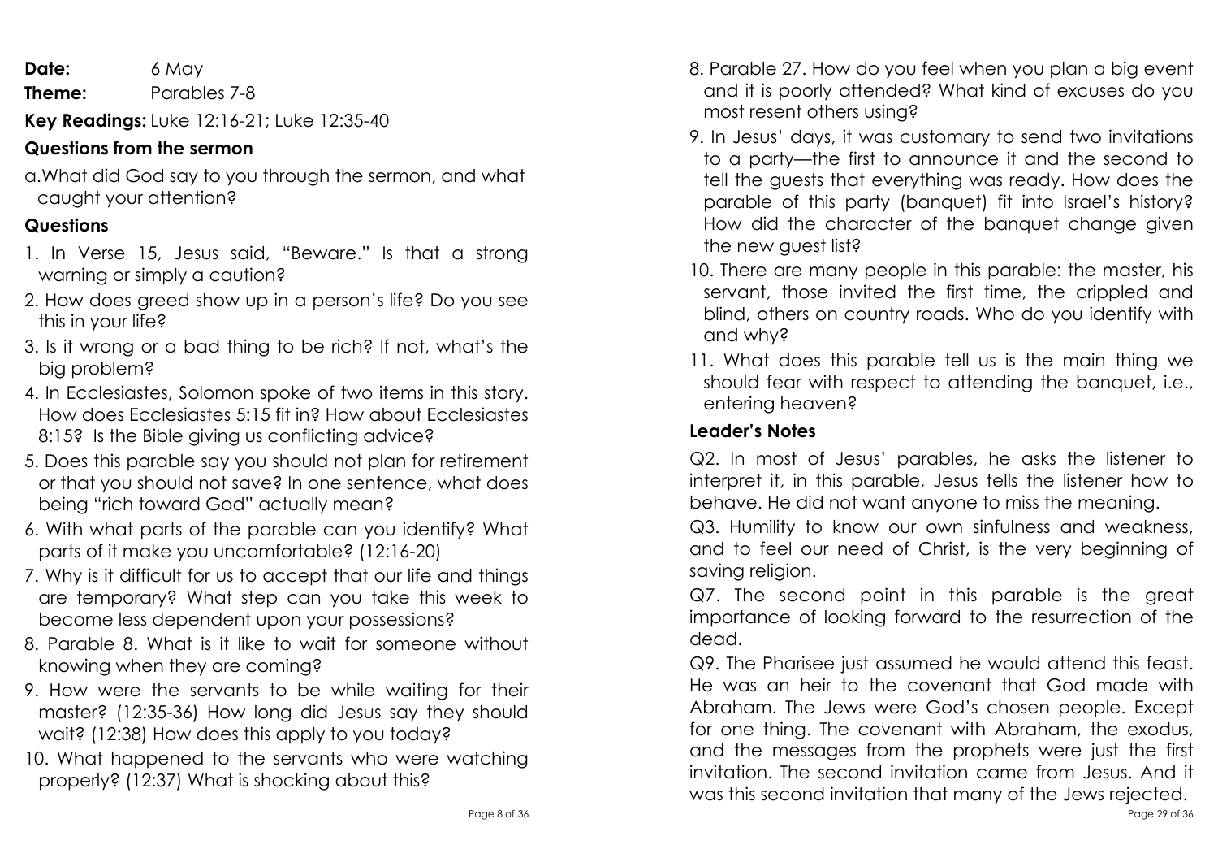**Date:** 6 May

**Theme:** Parables 7-8

**Key Readings:** Luke 12:16-21; Luke 12:35-40

## Questions from the sermon

a. What did God say to you through the sermon, and what caught your attention?

## Questions

1. In Verse 15, Jesus said, "Beware." Is that a strong warning or simply a caution?
2. How does greed show up in a person's life? Do you see this in your life?
3. Is it wrong or a bad thing to be rich? If not, what's the big problem?
4. In Ecclesiastes, Solomon spoke of two items in this story. How does Ecclesiastes 5:15 fit in? How about Ecclesiastes 8:15? Is the Bible giving us conflicting advice?
5. Does this parable say you should not plan for retirement or that you should not save? In one sentence, what does being "rich toward God" actually mean?
6. With what parts of the parable can you identify? What parts of it make you uncomfortable? (12:16-20)
7. Why is it difficult for us to accept that our life and things are temporary? What step can you take this week to become less dependent upon your possessions?
8. Parable 8. What is it like to wait for someone without knowing when they are coming?
9. How were the servants to be while waiting for their master? (12:35-36) How long did Jesus say they should wait? (12:38) How does this apply to you today?
10. What happened to the servants who were watching properly? (12:37) What is shocking about this?

8. Parable 27. How do you feel when you plan a big event and it is poorly attended? What kind of excuses do you most resent others using?
9. In Jesus' days, it was customary to send two invitations to a party—the first to announce it and the second to tell the guests that everything was ready. How does the parable of this party (banquet) fit into Israel's history? How did the character of the banquet change given the new guest list?
10. There are many people in this parable: the master, his servant, those invited the first time, the crippled and blind, others on country roads. Who do you identify with and why?
11. What does this parable tell us is the main thing we should fear with respect to attending the banquet, i.e., entering heaven?

## Leader's Notes

Q2. In most of Jesus' parables, he asks the listener to interpret it, in this parable, Jesus tells the listener how to behave. He did not want anyone to miss the meaning.

Q3. Humility to know our own sinfulness and weakness, and to feel our need of Christ, is the very beginning of saving religion.

Q7. The second point in this parable is the great importance of looking forward to the resurrection of the dead.

Q9. The Pharisee just assumed he would attend this feast. He was an heir to the covenant that God made with Abraham. The Jews were God's chosen people. Except for one thing. The covenant with Abraham, the exodus, and the messages from the prophets were just the first invitation. The second invitation came from Jesus. And it was this second invitation that many of the Jews rejected.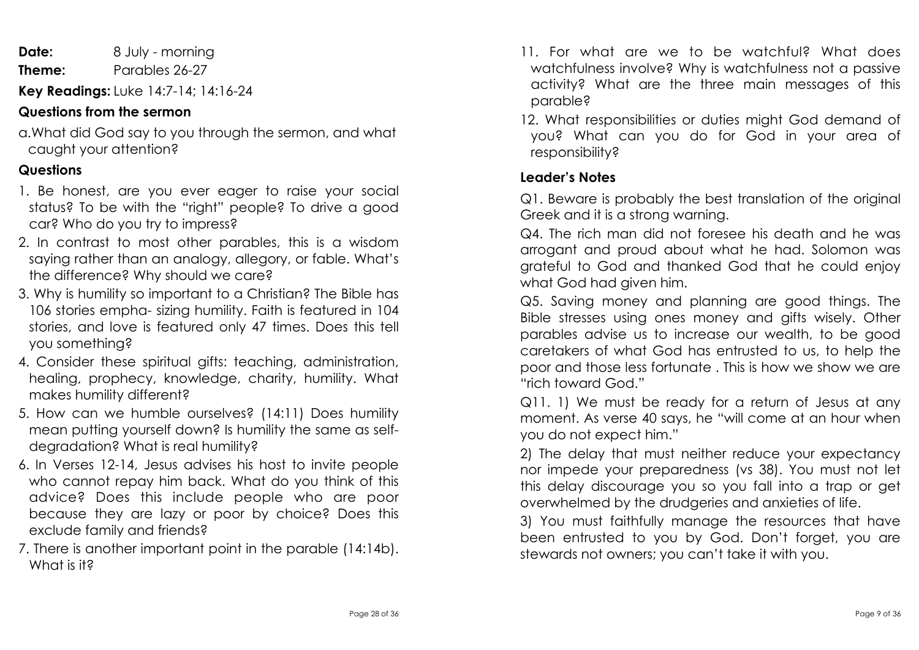**Date:** 8 July - morning

**Theme:** Parables 26-27

**Key Readings:** Luke 14:7-14; 14:16-24

## Questions from the sermon

a. What did God say to you through the sermon, and what caught your attention?

## Questions

1. Be honest, are you ever eager to raise your social status? To be with the "right" people? To drive a good car? Who do you try to impress?
2. In contrast to most other parables, this is a wisdom saying rather than an analogy, allegory, or fable. What's the difference? Why should we care?
3. Why is humility so important to a Christian? The Bible has 106 stories empha- sizing humility. Faith is featured in 104 stories, and love is featured only 47 times. Does this tell you something?
4. Consider these spiritual gifts: teaching, administration, healing, prophecy, knowledge, charity, humility. What makes humility different?
5. How can we humble ourselves? (14:11) Does humility mean putting yourself down? Is humility the same as self-degradation? What is real humility?
6. In Verses 12-14, Jesus advises his host to invite people who cannot repay him back. What do you think of this advice? Does this include people who are poor because they are lazy or poor by choice? Does this exclude family and friends?
7. There is another important point in the parable (14:14b). What is it?

11. For what are we to be watchful? What does watchfulness involve? Why is watchfulness not a passive activity? What are the three main messages of this parable?
12. What responsibilities or duties might God demand of you? What can you do for God in your area of responsibility?

## Leader's Notes

Q1. Beware is probably the best translation of the original Greek and it is a strong warning.

Q4. The rich man did not foresee his death and he was arrogant and proud about what he had. Solomon was grateful to God and thanked God that he could enjoy what God had given him.

Q5. Saving money and planning are good things. The Bible stresses using ones money and gifts wisely. Other parables advise us to increase our wealth, to be good caretakers of what God has entrusted to us, to help the poor and those less fortunate . This is how we show we are "rich toward God."

Q11. 1) We must be ready for a return of Jesus at any moment. As verse 40 says, he "will come at an hour when you do not expect him."

2) The delay that must neither reduce your expectancy nor impede your preparedness (vs 38). You must not let this delay discourage you so you fall into a trap or get overwhelmed by the drudgeries and anxieties of life.

3) You must faithfully manage the resources that have been entrusted to you by God. Don't forget, you are stewards not owners; you can't take it with you.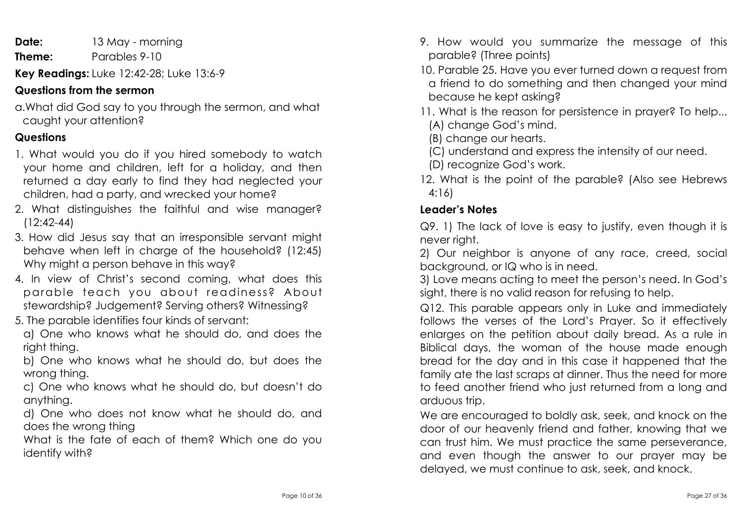**Date:** 13 May - morning

**Theme:** Parables 9-10

**Key Readings:** Luke 12:42-28; Luke 13:6-9

### Questions from the sermon

a. What did God say to you through the sermon, and what caught your attention?

### Questions

1. What would you do if you hired somebody to watch your home and children, left for a holiday, and then returned a day early to find they had neglected your children, had a party, and wrecked your home?
2. What distinguishes the faithful and wise manager? (12:42-44)
3. How did Jesus say that an irresponsible servant might behave when left in charge of the household? (12:45) Why might a person behave in this way?
4. In view of Christ's second coming, what does this parable teach you about readiness? About stewardship? Judgement? Serving others? Witnessing?
5. The parable identifies four kinds of servant:

   a) One who knows what he should do, and does the right thing.

   b) One who knows what he should do, but does the wrong thing.

   c) One who knows what he should do, but doesn't do anything.

   d) One who does not know what he should do, and does the wrong thing

   What is the fate of each of them? Which one do you identify with?

9. How would you summarize the message of this parable? (Three points)
10. Parable 25. Have you ever turned down a request from a friend to do something and then changed your mind because he kept asking?
11. What is the reason for persistence in prayer? To help...

    (A) change God's mind.

    (B) change our hearts.

    (C) understand and express the intensity of our need.

    (D) recognize God's work.

12. What is the point of the parable? (Also see Hebrews 4:16)

### Leader's Notes

Q9. 1) The lack of love is easy to justify, even though it is never right.

2) Our neighbor is anyone of any race, creed, social background, or IQ who is in need.

3) Love means acting to meet the person's need. In God's sight, there is no valid reason for refusing to help.

Q12. This parable appears only in Luke and immediately follows the verses of the Lord's Prayer. So it effectively enlarges on the petition about daily bread. As a rule in Biblical days, the woman of the house made enough bread for the day and in this case it happened that the family ate the last scraps at dinner. Thus the need for more to feed another friend who just returned from a long and arduous trip.

We are encouraged to boldly ask, seek, and knock on the door of our heavenly friend and father, knowing that we can trust him. We must practice the same perseverance, and even though the answer to our prayer may be delayed, we must continue to ask, seek, and knock.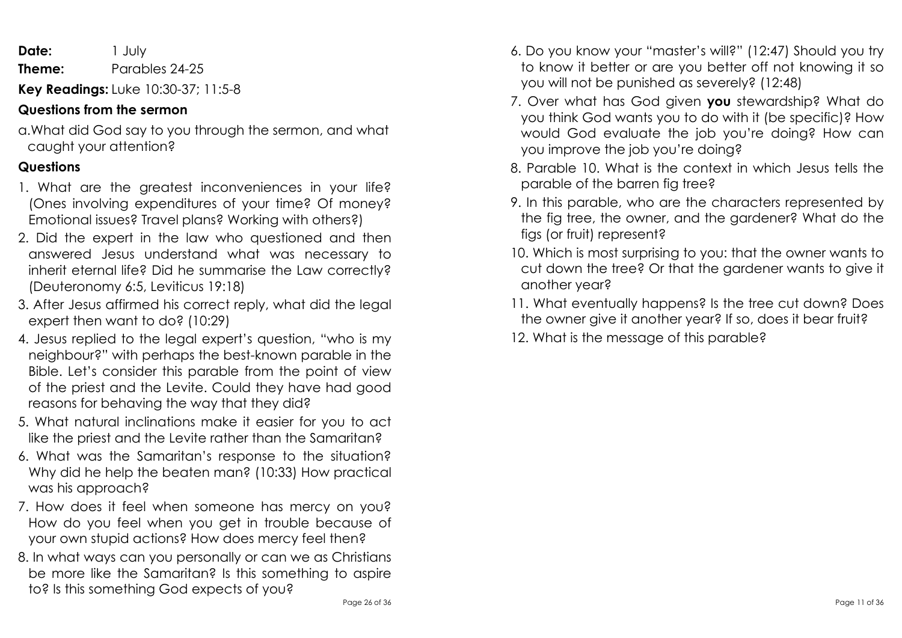**Date:** 1 July

**Theme:** Parables 24-25

**Key Readings:** Luke 10:30-37; 11:5-8

### Questions from the sermon

a. What did God say to you through the sermon, and what caught your attention?

### Questions

1. What are the greatest inconveniences in your life? (Ones involving expenditures of your time? Of money? Emotional issues? Travel plans? Working with others?)
2. Did the expert in the law who questioned and then answered Jesus understand what was necessary to inherit eternal life? Did he summarise the Law correctly? (Deuteronomy 6:5, Leviticus 19:18)
3. After Jesus affirmed his correct reply, what did the legal expert then want to do? (10:29)
4. Jesus replied to the legal expert's question, "who is my neighbour?" with perhaps the best-known parable in the Bible. Let's consider this parable from the point of view of the priest and the Levite. Could they have had good reasons for behaving the way that they did?
5. What natural inclinations make it easier for you to act like the priest and the Levite rather than the Samaritan?
6. What was the Samaritan's response to the situation? Why did he help the beaten man? (10:33) How practical was his approach?
7. How does it feel when someone has mercy on you? How do you feel when you get in trouble because of your own stupid actions? How does mercy feel then?
8. In what ways can you personally or can we as Christians be more like the Samaritan? Is this something to aspire to? Is this something God expects of you?

---

6. Do you know your "master's will?" (12:47) Should you try to know it better or are you better off not knowing it so you will not be punished as severely? (12:48)
7. Over what has God given **you** stewardship? What do you think God wants you to do with it (be specific)? How would God evaluate the job you're doing? How can you improve the job you're doing?
8. Parable 10. What is the context in which Jesus tells the parable of the barren fig tree?
9. In this parable, who are the characters represented by the fig tree, the owner, and the gardener? What do the figs (or fruit) represent?
10. Which is most surprising to you: that the owner wants to cut down the tree? Or that the gardener wants to give it another year?
11. What eventually happens? Is the tree cut down? Does the owner give it another year? If so, does it bear fruit?
12. What is the message of this parable?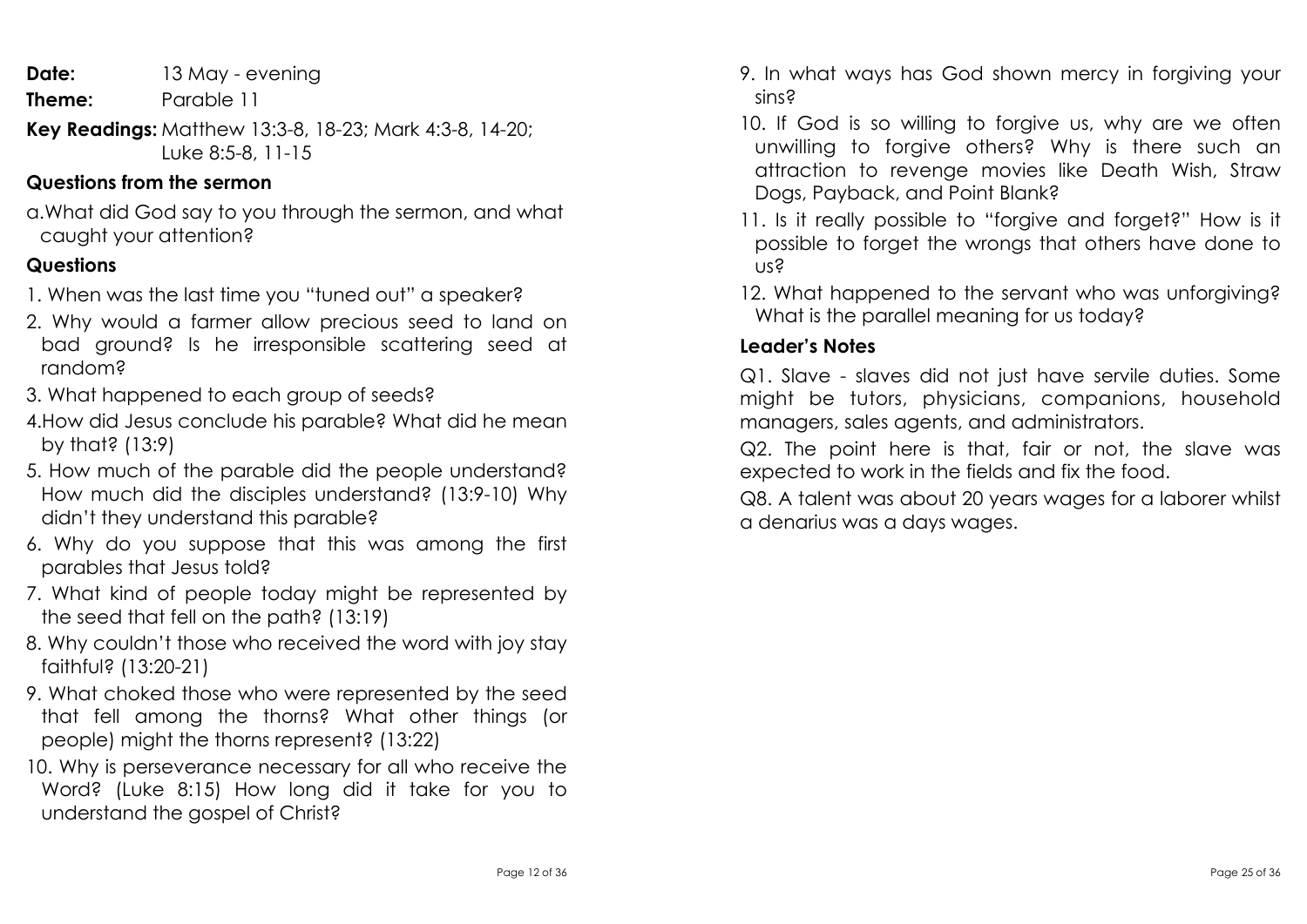**Date:** 13 May - evening

**Theme:** Parable 11

**Key Readings:** Matthew 13:3-8, 18-23; Mark 4:3-8, 14-20; Luke 8:5-8, 11-15

### Questions from the sermon

a. What did God say to you through the sermon, and what caught your attention?

### Questions

1. When was the last time you "tuned out" a speaker?
2. Why would a farmer allow precious seed to land on bad ground? Is he irresponsible scattering seed at random?
3. What happened to each group of seeds?
4. How did Jesus conclude his parable? What did he mean by that? (13:9)
5. How much of the parable did the people understand? How much did the disciples understand? (13:9-10) Why didn't they understand this parable?
6. Why do you suppose that this was among the first parables that Jesus told?
7. What kind of people today might be represented by the seed that fell on the path? (13:19)
8. Why couldn't those who received the word with joy stay faithful? (13:20-21)
9. What choked those who were represented by the seed that fell among the thorns? What other things (or people) might the thorns represent? (13:22)
10. Why is perseverance necessary for all who receive the Word? (Luke 8:15) How long did it take for you to understand the gospel of Christ?

9. In what ways has God shown mercy in forgiving your sins?
10. If God is so willing to forgive us, why are we often unwilling to forgive others? Why is there such an attraction to revenge movies like Death Wish, Straw Dogs, Payback, and Point Blank?
11. Is it really possible to "forgive and forget?" How is it possible to forget the wrongs that others have done to us?
12. What happened to the servant who was unforgiving? What is the parallel meaning for us today?

### Leader's Notes

Q1. Slave - slaves did not just have servile duties. Some might be tutors, physicians, companions, household managers, sales agents, and administrators.

Q2. The point here is that, fair or not, the slave was expected to work in the fields and fix the food.

Q8. A talent was about 20 years wages for a laborer whilst a denarius was a days wages.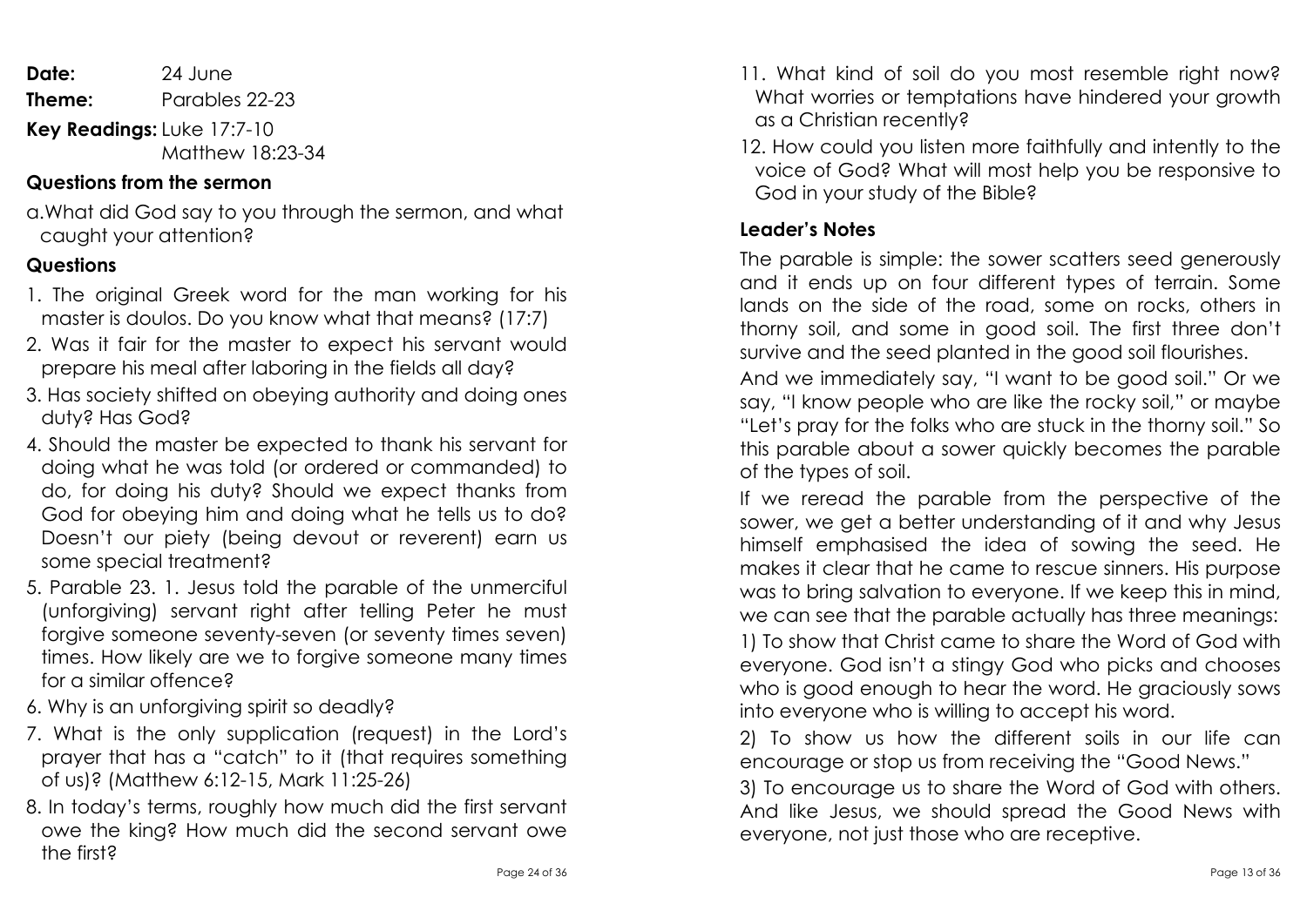**Date:** 24 June

**Theme:** Parables 22-23

**Key Readings:** Luke 17:7-10
Matthew 18:23-34

### Questions from the sermon

a. What did God say to you through the sermon, and what caught your attention?

### Questions

1. The original Greek word for the man working for his master is doulos. Do you know what that means? (17:7)
2. Was it fair for the master to expect his servant would prepare his meal after laboring in the fields all day?
3. Has society shifted on obeying authority and doing ones duty? Has God?
4. Should the master be expected to thank his servant for doing what he was told (or ordered or commanded) to do, for doing his duty? Should we expect thanks from God for obeying him and doing what he tells us to do? Doesn't our piety (being devout or reverent) earn us some special treatment?
5. Parable 23. 1. Jesus told the parable of the unmerciful (unforgiving) servant right after telling Peter he must forgive someone seventy-seven (or seventy times seven) times. How likely are we to forgive someone many times for a similar offence?
6. Why is an unforgiving spirit so deadly?
7. What is the only supplication (request) in the Lord's prayer that has a "catch" to it (that requires something of us)? (Matthew 6:12-15, Mark 11:25-26)
8. In today's terms, roughly how much did the first servant owe the king? How much did the second servant owe the first?

11. What kind of soil do you most resemble right now? What worries or temptations have hindered your growth as a Christian recently?
12. How could you listen more faithfully and intently to the voice of God? What will most help you be responsive to God in your study of the Bible?

### Leader's Notes

The parable is simple: the sower scatters seed generously and it ends up on four different types of terrain. Some lands on the side of the road, some on rocks, others in thorny soil, and some in good soil. The first three don't survive and the seed planted in the good soil flourishes.

And we immediately say, "I want to be good soil." Or we say, "I know people who are like the rocky soil," or maybe "Let's pray for the folks who are stuck in the thorny soil." So this parable about a sower quickly becomes the parable of the types of soil.

If we reread the parable from the perspective of the sower, we get a better understanding of it and why Jesus himself emphasised the idea of sowing the seed. He makes it clear that he came to rescue sinners. His purpose was to bring salvation to everyone. If we keep this in mind, we can see that the parable actually has three meanings:

1) To show that Christ came to share the Word of God with everyone. God isn't a stingy God who picks and chooses who is good enough to hear the word. He graciously sows into everyone who is willing to accept his word.

2) To show us how the different soils in our life can encourage or stop us from receiving the "Good News."

3) To encourage us to share the Word of God with others. And like Jesus, we should spread the Good News with everyone, not just those who are receptive.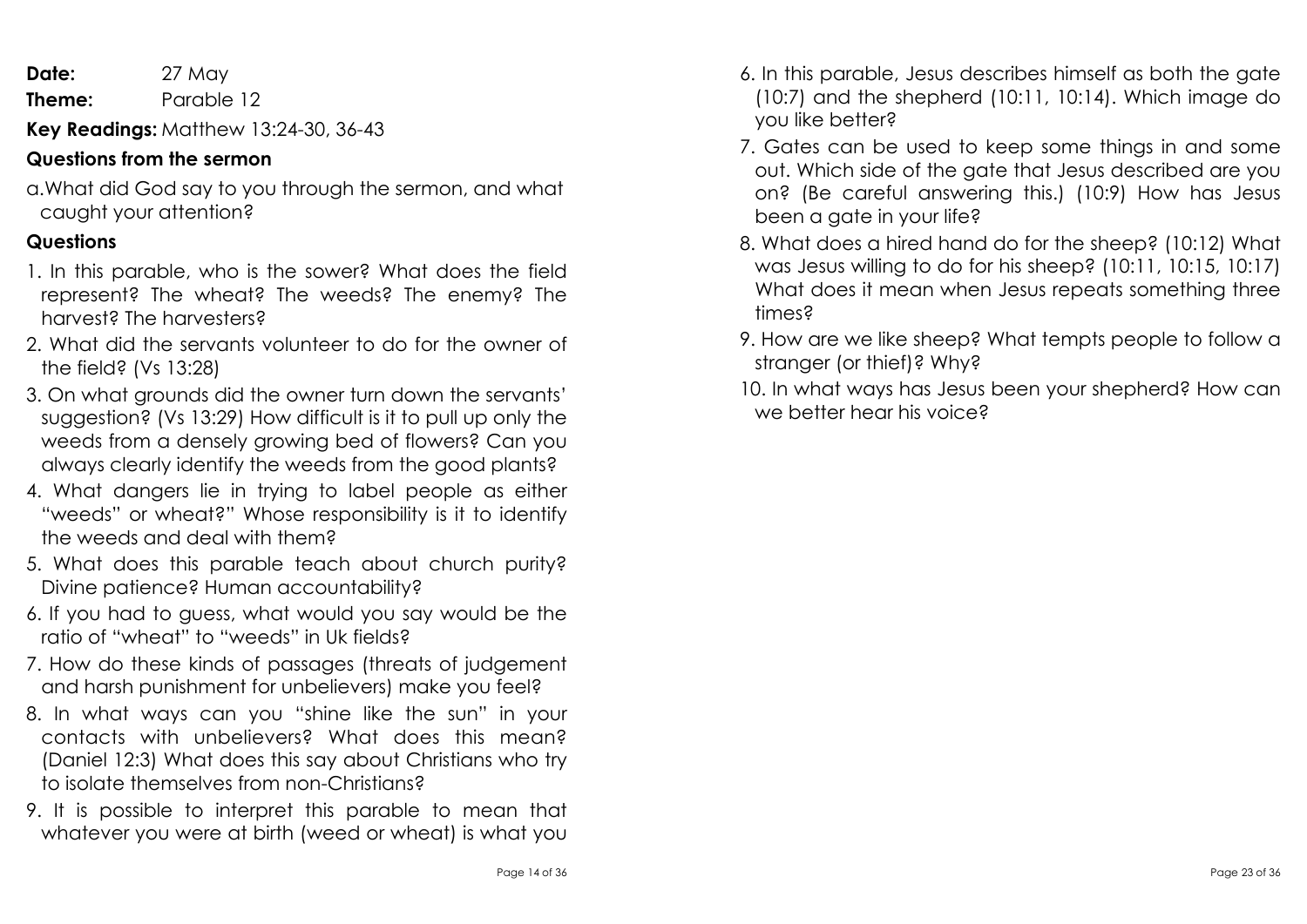**Date:** 27 May

**Theme:** Parable 12

**Key Readings:** Matthew 13:24-30, 36-43

### Questions from the sermon

a. What did God say to you through the sermon, and what caught your attention?

### Questions

1. In this parable, who is the sower? What does the field represent? The wheat? The weeds? The enemy? The harvest? The harvesters?
2. What did the servants volunteer to do for the owner of the field? (Vs 13:28)
3. On what grounds did the owner turn down the servants' suggestion? (Vs 13:29) How difficult is it to pull up only the weeds from a densely growing bed of flowers? Can you always clearly identify the weeds from the good plants?
4. What dangers lie in trying to label people as either "weeds" or wheat?" Whose responsibility is it to identify the weeds and deal with them?
5. What does this parable teach about church purity? Divine patience? Human accountability?
6. If you had to guess, what would you say would be the ratio of "wheat" to "weeds" in Uk fields?
7. How do these kinds of passages (threats of judgement and harsh punishment for unbelievers) make you feel?
8. In what ways can you "shine like the sun" in your contacts with unbelievers? What does this mean? (Daniel 12:3) What does this say about Christians who try to isolate themselves from non-Christians?
9. It is possible to interpret this parable to mean that whatever you were at birth (weed or wheat) is what you

6. In this parable, Jesus describes himself as both the gate (10:7) and the shepherd (10:11, 10:14). Which image do you like better?
7. Gates can be used to keep some things in and some out. Which side of the gate that Jesus described are you on? (Be careful answering this.) (10:9) How has Jesus been a gate in your life?
8. What does a hired hand do for the sheep? (10:12) What was Jesus willing to do for his sheep? (10:11, 10:15, 10:17) What does it mean when Jesus repeats something three times?
9. How are we like sheep? What tempts people to follow a stranger (or thief)? Why?
10. In what ways has Jesus been your shepherd? How can we better hear his voice?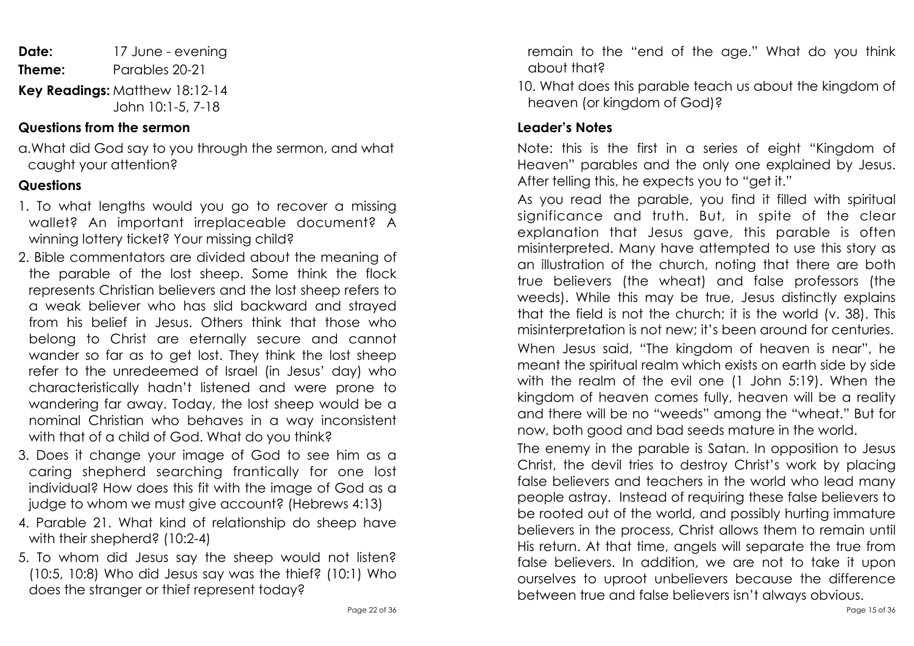**Date:** 17 June - evening

**Theme:** Parables 20-21

**Key Readings:** Matthew 18:12-14
John 10:1-5, 7-18

### Questions from the sermon

a. What did God say to you through the sermon, and what caught your attention?

### Questions

1. To what lengths would you go to recover a missing wallet? An important irreplaceable document? A winning lottery ticket? Your missing child?
2. Bible commentators are divided about the meaning of the parable of the lost sheep. Some think the flock represents Christian believers and the lost sheep refers to a weak believer who has slid backward and strayed from his belief in Jesus. Others think that those who belong to Christ are eternally secure and cannot wander so far as to get lost. They think the lost sheep refer to the unredeemed of Israel (in Jesus' day) who characteristically hadn't listened and were prone to wandering far away. Today, the lost sheep would be a nominal Christian who behaves in a way inconsistent with that of a child of God. What do you think?
3. Does it change your image of God to see him as a caring shepherd searching frantically for one lost individual? How does this fit with the image of God as a judge to whom we must give account? (Hebrews 4:13)
4. Parable 21. What kind of relationship do sheep have with their shepherd? (10:2-4)
5. To whom did Jesus say the sheep would not listen? (10:5, 10:8) Who did Jesus say was the thief? (10:1) Who does the stranger or thief represent today?

remain to the "end of the age." What do you think about that?

10. What does this parable teach us about the kingdom of heaven (or kingdom of God)?

### Leader's Notes

Note: this is the first in a series of eight "Kingdom of Heaven" parables and the only one explained by Jesus. After telling this, he expects you to "get it."

As you read the parable, you find it filled with spiritual significance and truth. But, in spite of the clear explanation that Jesus gave, this parable is often misinterpreted. Many have attempted to use this story as an illustration of the church, noting that there are both true believers (the wheat) and false professors (the weeds). While this may be true, Jesus distinctly explains that the field is not the church; it is the world (v. 38). This misinterpretation is not new; it's been around for centuries.

When Jesus said, "The kingdom of heaven is near", he meant the spiritual realm which exists on earth side by side with the realm of the evil one (1 John 5:19). When the kingdom of heaven comes fully, heaven will be a reality and there will be no "weeds" among the "wheat." But for now, both good and bad seeds mature in the world.

The enemy in the parable is Satan. In opposition to Jesus Christ, the devil tries to destroy Christ's work by placing false believers and teachers in the world who lead many people astray. Instead of requiring these false believers to be rooted out of the world, and possibly hurting immature believers in the process, Christ allows them to remain until His return. At that time, angels will separate the true from false believers. In addition, we are not to take it upon ourselves to uproot unbelievers because the difference between true and false believers isn't always obvious.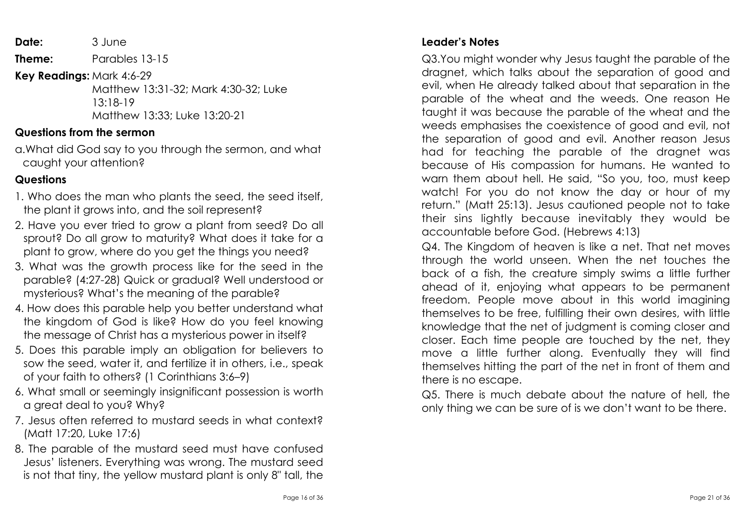**Date:** 3 June

**Theme:** Parables 13-15

**Key Readings:** Mark 4:6-29
Matthew 13:31-32; Mark 4:30-32; Luke 13:18-19
Matthew 13:33; Luke 13:20-21

## Questions from the sermon

a. What did God say to you through the sermon, and what caught your attention?

## Questions

1. Who does the man who plants the seed, the seed itself, the plant it grows into, and the soil represent?
2. Have you ever tried to grow a plant from seed? Do all sprout? Do all grow to maturity? What does it take for a plant to grow, where do you get the things you need?
3. What was the growth process like for the seed in the parable? (4:27-28) Quick or gradual? Well understood or mysterious? What's the meaning of the parable?
4. How does this parable help you better understand what the kingdom of God is like? How do you feel knowing the message of Christ has a mysterious power in itself?
5. Does this parable imply an obligation for believers to sow the seed, water it, and fertilize it in others, i.e., speak of your faith to others? (1 Corinthians 3:6–9)
6. What small or seemingly insignificant possession is worth a great deal to you? Why?
7. Jesus often referred to mustard seeds in what context? (Matt 17:20, Luke 17:6)
8. The parable of the mustard seed must have confused Jesus' listeners. Everything was wrong. The mustard seed is not that tiny, the yellow mustard plant is only 8" tall, the

## Leader's Notes

Q3. You might wonder why Jesus taught the parable of the dragnet, which talks about the separation of good and evil, when He already talked about that separation in the parable of the wheat and the weeds. One reason He taught it was because the parable of the wheat and the weeds emphasises the coexistence of good and evil, not the separation of good and evil. Another reason Jesus had for teaching the parable of the dragnet was because of His compassion for humans. He wanted to warn them about hell. He said, "So you, too, must keep watch! For you do not know the day or hour of my return." (Matt 25:13). Jesus cautioned people not to take their sins lightly because inevitably they would be accountable before God. (Hebrews 4:13)

Q4. The Kingdom of heaven is like a net. That net moves through the world unseen. When the net touches the back of a fish, the creature simply swims a little further ahead of it, enjoying what appears to be permanent freedom. People move about in this world imagining themselves to be free, fulfilling their own desires, with little knowledge that the net of judgment is coming closer and closer. Each time people are touched by the net, they move a little further along. Eventually they will find themselves hitting the part of the net in front of them and there is no escape.

Q5. There is much debate about the nature of hell, the only thing we can be sure of is we don't want to be there.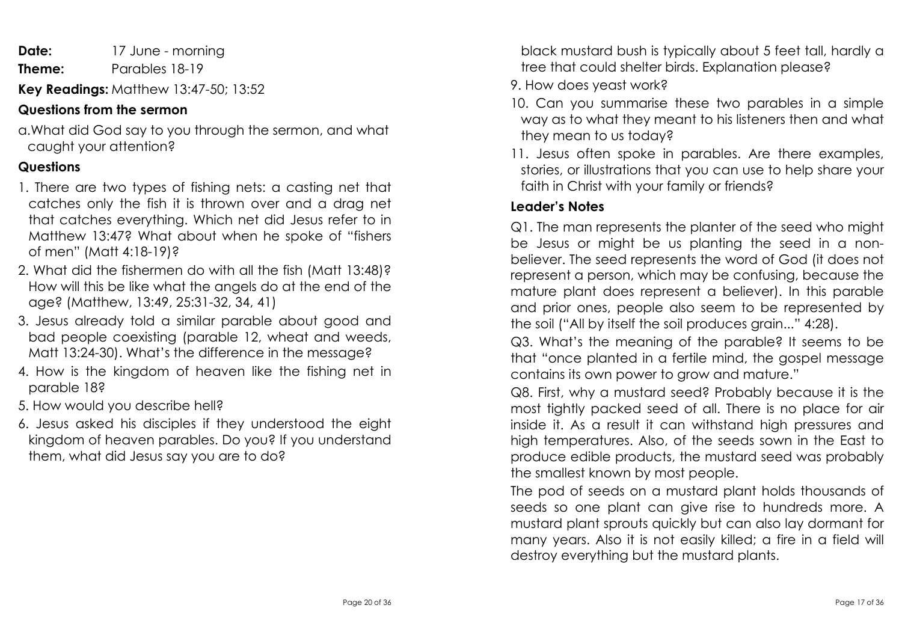**Date:** 17 June - morning

**Theme:** Parables 18-19

**Key Readings:** Matthew 13:47-50; 13:52

### Questions from the sermon

a. What did God say to you through the sermon, and what caught your attention?

### Questions

1. There are two types of fishing nets: a casting net that catches only the fish it is thrown over and a drag net that catches everything. Which net did Jesus refer to in Matthew 13:47? What about when he spoke of "fishers of men" (Matt 4:18-19)?
2. What did the fishermen do with all the fish (Matt 13:48)? How will this be like what the angels do at the end of the age? (Matthew, 13:49, 25:31-32, 34, 41)
3. Jesus already told a similar parable about good and bad people coexisting (parable 12, wheat and weeds, Matt 13:24-30). What's the difference in the message?
4. How is the kingdom of heaven like the fishing net in parable 18?
5. How would you describe hell?
6. Jesus asked his disciples if they understood the eight kingdom of heaven parables. Do you? If you understand them, what did Jesus say you are to do?

black mustard bush is typically about 5 feet tall, hardly a tree that could shelter birds. Explanation please?

9. How does yeast work?
10. Can you summarise these two parables in a simple way as to what they meant to his listeners then and what they mean to us today?
11. Jesus often spoke in parables. Are there examples, stories, or illustrations that you can use to help share your faith in Christ with your family or friends?

### Leader's Notes

Q1. The man represents the planter of the seed who might be Jesus or might be us planting the seed in a non-believer. The seed represents the word of God (it does not represent a person, which may be confusing, because the mature plant does represent a believer). In this parable and prior ones, people also seem to be represented by the soil ("All by itself the soil produces grain..." 4:28).

Q3. What's the meaning of the parable? It seems to be that "once planted in a fertile mind, the gospel message contains its own power to grow and mature."

Q8. First, why a mustard seed? Probably because it is the most tightly packed seed of all. There is no place for air inside it. As a result it can withstand high pressures and high temperatures. Also, of the seeds sown in the East to produce edible products, the mustard seed was probably the smallest known by most people.

The pod of seeds on a mustard plant holds thousands of seeds so one plant can give rise to hundreds more. A mustard plant sprouts quickly but can also lay dormant for many years. Also it is not easily killed; a fire in a field will destroy everything but the mustard plants.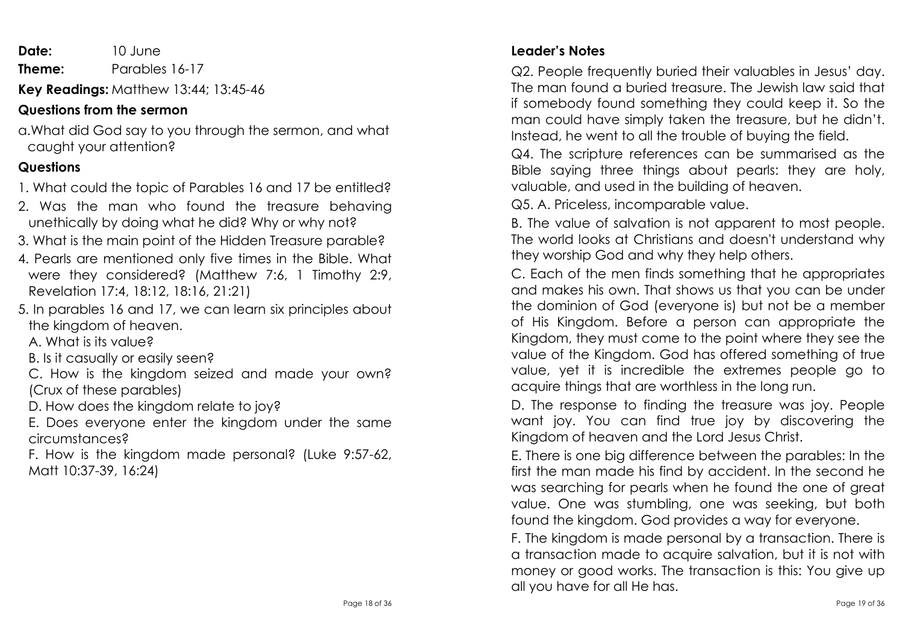**Date:** 10 June

**Theme:** Parables 16-17

**Key Readings:** Matthew 13:44; 13:45-46

## Questions from the sermon

a. What did God say to you through the sermon, and what caught your attention?

## Questions

1. What could the topic of Parables 16 and 17 be entitled?
2. Was the man who found the treasure behaving unethically by doing what he did? Why or why not?
3. What is the main point of the Hidden Treasure parable?
4. Pearls are mentioned only five times in the Bible. What were they considered? (Matthew 7:6, 1 Timothy 2:9, Revelation 17:4, 18:12, 18:16, 21:21)
5. In parables 16 and 17, we can learn six principles about the kingdom of heaven.

   A. What is its value?

   B. Is it casually or easily seen?

   C. How is the kingdom seized and made your own? (Crux of these parables)

   D. How does the kingdom relate to joy?

   E. Does everyone enter the kingdom under the same circumstances?

   F. How is the kingdom made personal? (Luke 9:57-62, Matt 10:37-39, 16:24)

## Leader's Notes

Q2. People frequently buried their valuables in Jesus' day. The man found a buried treasure. The Jewish law said that if somebody found something they could keep it. So the man could have simply taken the treasure, but he didn't. Instead, he went to all the trouble of buying the field.

Q4. The scripture references can be summarised as the Bible saying three things about pearls: they are holy, valuable, and used in the building of heaven.

Q5. A. Priceless, incomparable value.

B. The value of salvation is not apparent to most people. The world looks at Christians and doesn't understand why they worship God and why they help others.

C. Each of the men finds something that he appropriates and makes his own. That shows us that you can be under the dominion of God (everyone is) but not be a member of His Kingdom. Before a person can appropriate the Kingdom, they must come to the point where they see the value of the Kingdom. God has offered something of true value, yet it is incredible the extremes people go to acquire things that are worthless in the long run.

D. The response to finding the treasure was joy. People want joy. You can find true joy by discovering the Kingdom of heaven and the Lord Jesus Christ.

E. There is one big difference between the parables: In the first the man made his find by accident. In the second he was searching for pearls when he found the one of great value. One was stumbling, one was seeking, but both found the kingdom. God provides a way for everyone.

F. The kingdom is made personal by a transaction. There is a transaction made to acquire salvation, but it is not with money or good works. The transaction is this: You give up all you have for all He has.